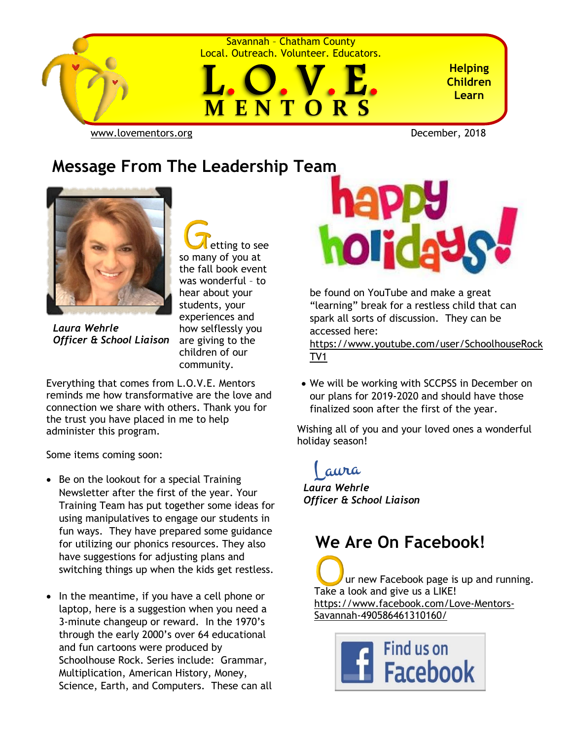Savannah – Chatham County
Local. Outreach. Volunteer. Educators.

# L.O.V.E. MENTORS

**Helping Children Learn**

www.lovementors.org

December, 2018

## Message From The Leadership Team

***Laura Wehrle***
***Officer & School Liaison***

Getting to see so many of you at the fall book event was wonderful – to hear about your students, your experiences and how selflessly you are giving to the children of our community.

Everything that comes from L.O.V.E. Mentors reminds me how transformative are the love and connection we share with others. Thank you for the trust you have placed in me to help administer this program.

Some items coming soon:

- Be on the lookout for a special Training Newsletter after the first of the year. Your Training Team has put together some ideas for using manipulatives to engage our students in fun ways. They have prepared some guidance for utilizing our phonics resources. They also have suggestions for adjusting plans and switching things up when the kids get restless.

- In the meantime, if you have a cell phone or laptop, here is a suggestion when you need a 3-minute changeup or reward. In the 1970's through the early 2000's over 64 educational and fun cartoons were produced by Schoolhouse Rock. Series include: Grammar, Multiplication, American History, Money, Science, Earth, and Computers. These can all be found on YouTube and make a great "learning" break for a restless child that can spark all sorts of discussion. They can be accessed here: https://www.youtube.com/user/SchoolhouseRockTV1

- We will be working with SCCPSS in December on our plans for 2019-2020 and should have those finalized soon after the first of the year.

happy holidays!

Wishing all of you and your loved ones a wonderful holiday season!

Laura
***Laura Wehrle***
***Officer & School Liaison***

## We Are On Facebook!

Our new Facebook page is up and running. Take a look and give us a LIKE!
https://www.facebook.com/Love-Mentors-Savannah-490586461310160/

Find us on Facebook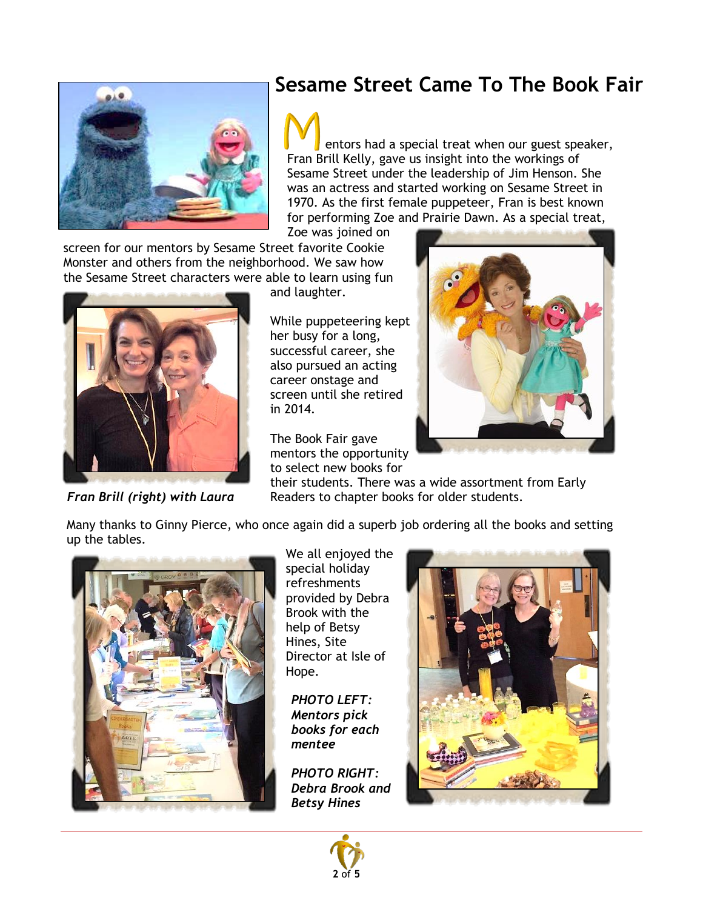# Sesame Street Came To The Book Fair

Mentors had a special treat when our guest speaker, Fran Brill Kelly, gave us insight into the workings of Sesame Street under the leadership of Jim Henson. She was an actress and started working on Sesame Street in 1970. As the first female puppeteer, Fran is best known for performing Zoe and Prairie Dawn. As a special treat, Zoe was joined on screen for our mentors by Sesame Street favorite Cookie Monster and others from the neighborhood. We saw how the Sesame Street characters were able to learn using fun and laughter.

While puppeteering kept her busy for a long, successful career, she also pursued an acting career onstage and screen until she retired in 2014.

The Book Fair gave mentors the opportunity to select new books for their students. There was a wide assortment from Early Readers to chapter books for older students.

***Fran Brill (right) with Laura***

Many thanks to Ginny Pierce, who once again did a superb job ordering all the books and setting up the tables.

We all enjoyed the special holiday refreshments provided by Debra Brook with the help of Betsy Hines, Site Director at Isle of Hope.

***PHOTO LEFT: Mentors pick books for each mentee***

***PHOTO RIGHT: Debra Brook and Betsy Hines***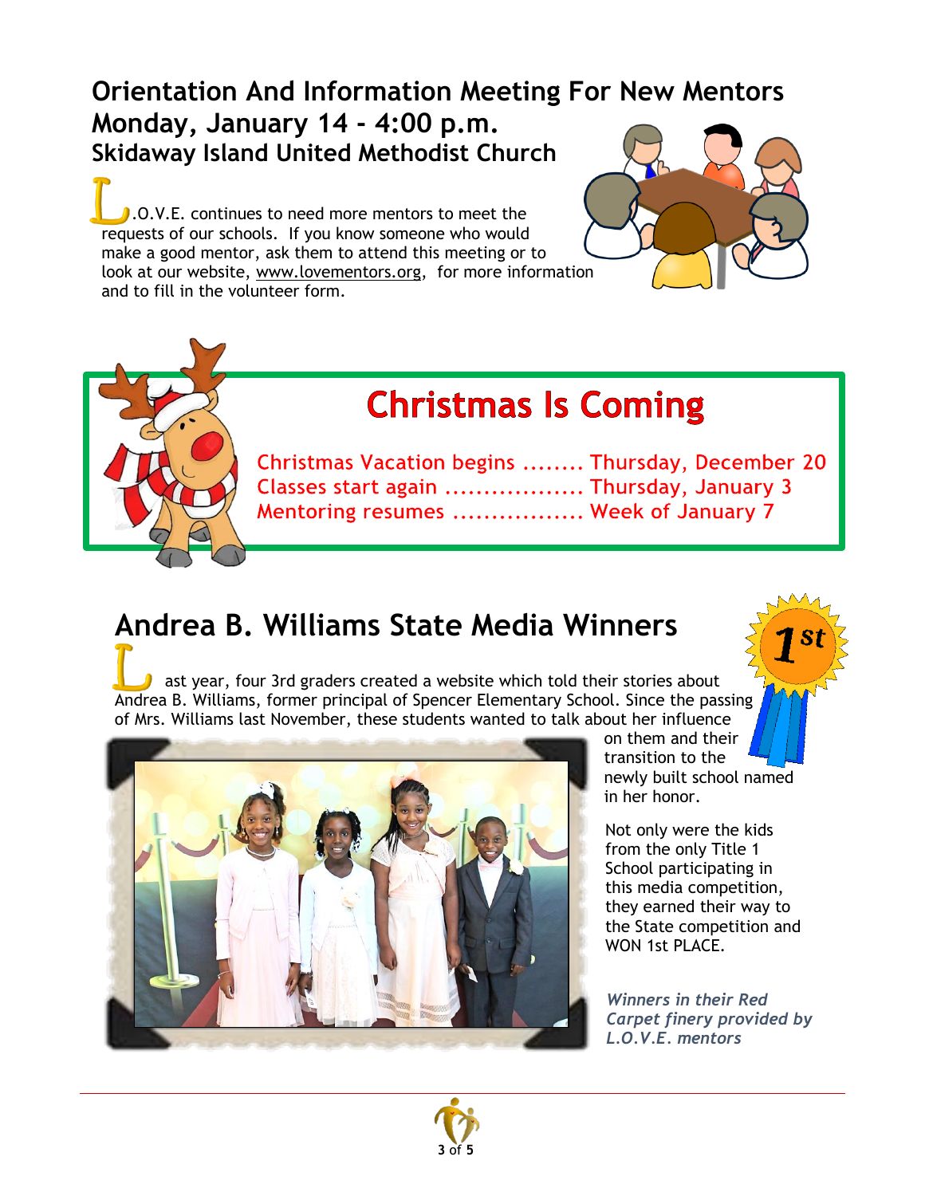# Orientation And Information Meeting For New Mentors

## Monday, January 14 - 4:00 p.m.

### Skidaway Island United Methodist Church

L.O.V.E. continues to need more mentors to meet the requests of our schools. If you know someone who would make a good mentor, ask them to attend this meeting or to look at our website, www.lovementors.org, for more information and to fill in the volunteer form.

## Christmas Is Coming

Christmas Vacation begins ........ Thursday, December 20
Classes start again .................. Thursday, January 3
Mentoring resumes ................. Week of January 7

# Andrea B. Williams State Media Winners

Last year, four 3rd graders created a website which told their stories about Andrea B. Williams, former principal of Spencer Elementary School. Since the passing of Mrs. Williams last November, these students wanted to talk about her influence on them and their transition to the newly built school named in her honor.

Not only were the kids from the only Title 1 School participating in this media competition, they earned their way to the State competition and WON 1st PLACE.

*Winners in their Red Carpet finery provided by L.O.V.E. mentors*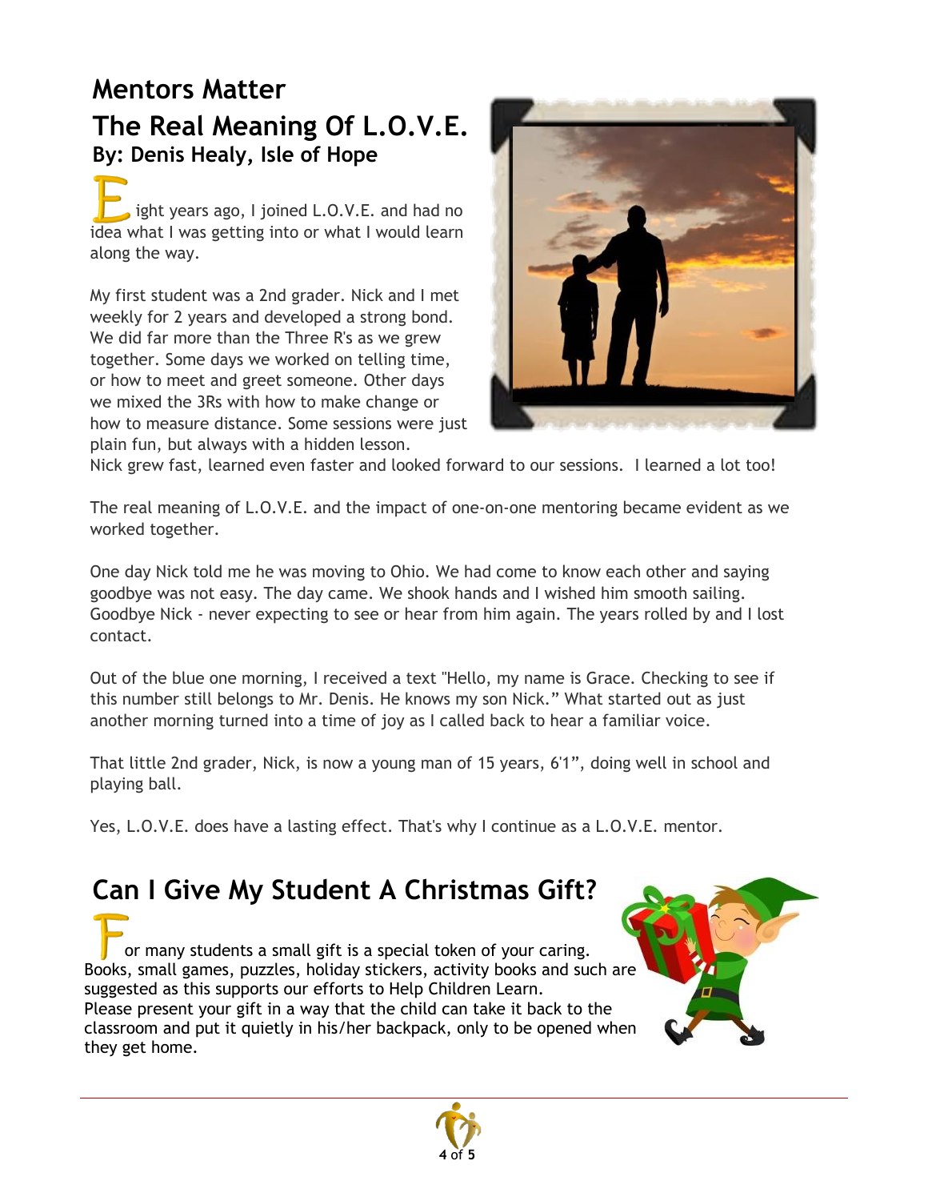# Mentors Matter

## The Real Meaning Of L.O.V.E.

### By: Denis Healy, Isle of Hope

Eight years ago, I joined L.O.V.E. and had no idea what I was getting into or what I would learn along the way.

My first student was a 2nd grader. Nick and I met weekly for 2 years and developed a strong bond. We did far more than the Three R's as we grew together. Some days we worked on telling time, or how to meet and greet someone. Other days we mixed the 3Rs with how to make change or how to measure distance. Some sessions were just plain fun, but always with a hidden lesson. Nick grew fast, learned even faster and looked forward to our sessions. I learned a lot too!

The real meaning of L.O.V.E. and the impact of one-on-one mentoring became evident as we worked together.

One day Nick told me he was moving to Ohio. We had come to know each other and saying goodbye was not easy. The day came. We shook hands and I wished him smooth sailing. Goodbye Nick - never expecting to see or hear from him again. The years rolled by and I lost contact.

Out of the blue one morning, I received a text "Hello, my name is Grace. Checking to see if this number still belongs to Mr. Denis. He knows my son Nick." What started out as just another morning turned into a time of joy as I called back to hear a familiar voice.

That little 2nd grader, Nick, is now a young man of 15 years, 6'1", doing well in school and playing ball.

Yes, L.O.V.E. does have a lasting effect. That's why I continue as a L.O.V.E. mentor.

## Can I Give My Student A Christmas Gift?

For many students a small gift is a special token of your caring. Books, small games, puzzles, holiday stickers, activity books and such are suggested as this supports our efforts to Help Children Learn. Please present your gift in a way that the child can take it back to the classroom and put it quietly in his/her backpack, only to be opened when they get home.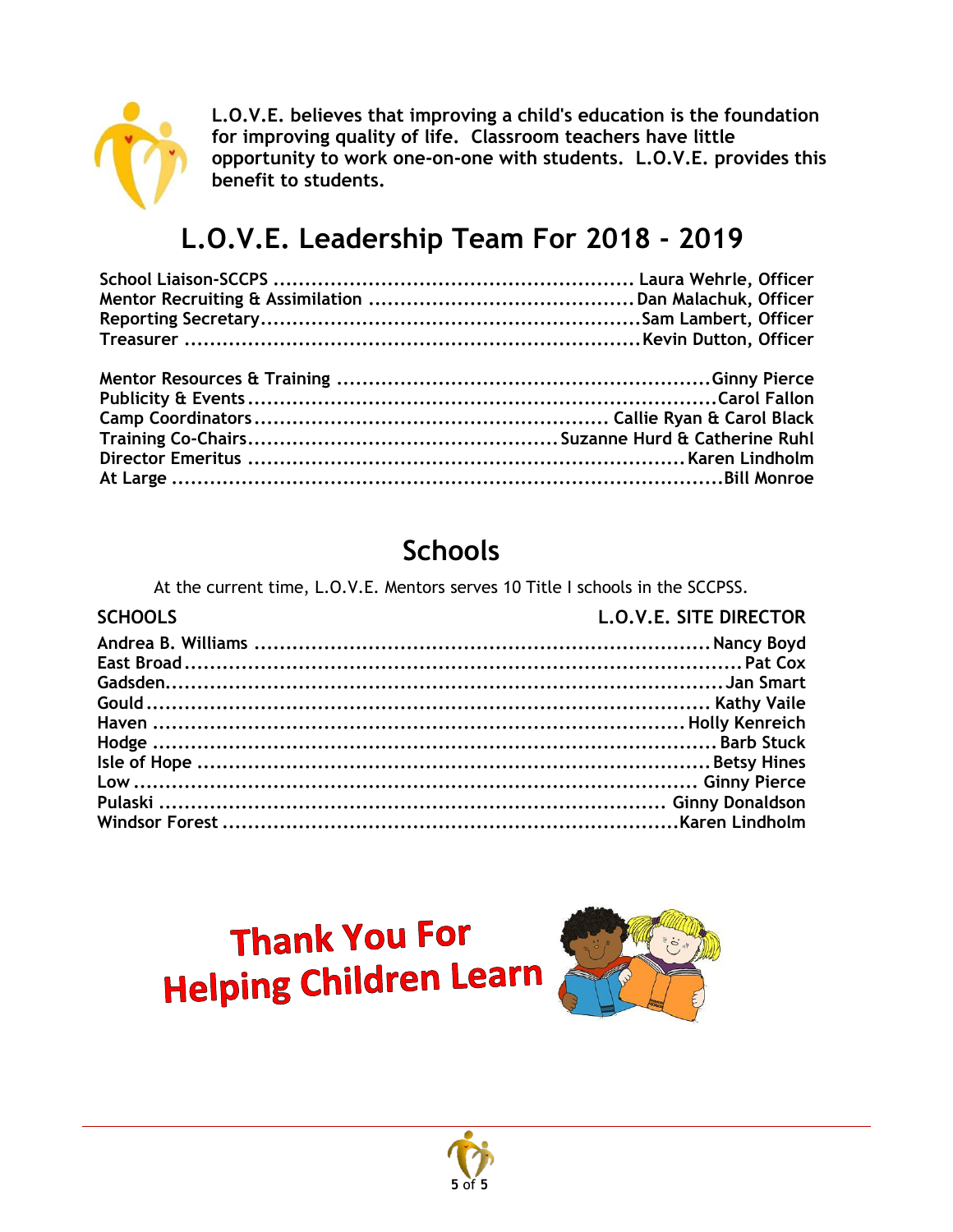**L.O.V.E. believes that improving a child's education is the foundation for improving quality of life. Classroom teachers have little opportunity to work one-on-one with students. L.O.V.E. provides this benefit to students.**

# L.O.V.E. Leadership Team For 2018 - 2019

**School Liaison-SCCPS ........................................................ Laura Wehrle, Officer**
**Mentor Recruiting & Assimilation ........................................ Dan Malachuk, Officer**
**Reporting Secretary............................................................ Sam Lambert, Officer**
**Treasurer ........................................................................ Kevin Dutton, Officer**

**Mentor Resources & Training .......................................................... Ginny Pierce**
**Publicity & Events ......................................................................... Carol Fallon**
**Camp Coordinators ................................................... Callie Ryan & Carol Black**
**Training Co-Chairs ............................................. Suzanne Hurd & Catherine Ruhl**
**Director Emeritus ................................................................... Karen Lindholm**
**At Large .......................................................................................... Bill Monroe**

## Schools

At the current time, L.O.V.E. Mentors serves 10 Title I schools in the SCCPSS.

| SCHOOLS | L.O.V.E. SITE DIRECTOR |
|---|---|
| Andrea B. Williams | Nancy Boyd |
| East Broad | Pat Cox |
| Gadsden | Jan Smart |
| Gould | Kathy Vaile |
| Haven | Holly Kenreich |
| Hodge | Barb Stuck |
| Isle of Hope | Betsy Hines |
| Low | Ginny Pierce |
| Pulaski | Ginny Donaldson |
| Windsor Forest | Karen Lindholm |

**Thank You For Helping Children Learn**